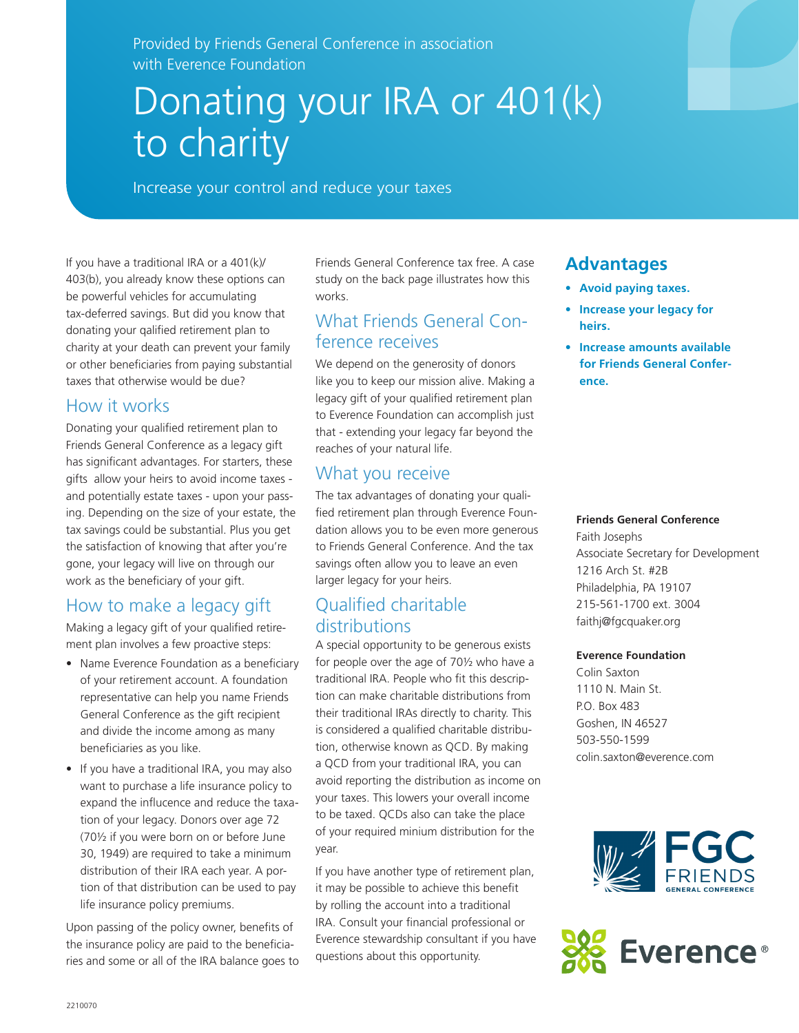Provided by Friends General Conference in association with Everence Foundation

# Donating your IRA or 401(k) to charity

Increase your control and reduce your taxes

If you have a traditional IRA or a 401(k)/403(b), you already know these options can be powerful vehicles for accumulating tax-deferred savings. But did you know that donating your qalified retirement plan to charity at your death can prevent your family or other beneficiaries from paying substantial taxes that otherwise would be due?

## How it works

Donating your qualified retirement plan to Friends General Conference as a legacy gift has significant advantages. For starters, these gifts allow your heirs to avoid income taxes - and potentially estate taxes - upon your passing. Depending on the size of your estate, the tax savings could be substantial. Plus you get the satisfaction of knowing that after you're gone, your legacy will live on through our work as the beneficiary of your gift.

## How to make a legacy gift

Making a legacy gift of your qualified retirement plan involves a few proactive steps:

- Name Everence Foundation as a beneficiary of your retirement account. A foundation representative can help you name Friends General Conference as the gift recipient and divide the income among as many beneficiaries as you like.
- If you have a traditional IRA, you may also want to purchase a life insurance policy to expand the influcence and reduce the taxation of your legacy. Donors over age 72 (70½ if you were born on or before June 30, 1949) are required to take a minimum distribution of their IRA each year. A portion of that distribution can be used to pay life insurance policy premiums.

Upon passing of the policy owner, benefits of the insurance policy are paid to the beneficiaries and some or all of the IRA balance goes to Friends General Conference tax free. A case study on the back page illustrates how this works.

## What Friends General Conference receives

We depend on the generosity of donors like you to keep our mission alive. Making a legacy gift of your qualified retirement plan to Everence Foundation can accomplish just that - extending your legacy far beyond the reaches of your natural life.

## What you receive

The tax advantages of donating your qualified retirement plan through Everence Foundation allows you to be even more generous to Friends General Conference. And the tax savings often allow you to leave an even larger legacy for your heirs.

## Qualified charitable distributions

A special opportunity to be generous exists for people over the age of 70½ who have a traditional IRA. People who fit this description can make charitable distributions from their traditional IRAs directly to charity. This is considered a qualified charitable distribution, otherwise known as QCD. By making a QCD from your traditional IRA, you can avoid reporting the distribution as income on your taxes. This lowers your overall income to be taxed. QCDs also can take the place of your required minium distribution for the year.

If you have another type of retirement plan, it may be possible to achieve this benefit by rolling the account into a traditional IRA. Consult your financial professional or Everence stewardship consultant if you have questions about this opportunity.

## Advantages

- **Avoid paying taxes.**
- **Increase your legacy for heirs.**
- **Increase amounts available for Friends General Conference.**

**Friends General Conference**
Faith Josephs
Associate Secretary for Development
1216 Arch St. #2B
Philadelphia, PA 19107
215-561-1700 ext. 3004
faithj@fgcquaker.org

**Everence Foundation**
Colin Saxton
1110 N. Main St.
P.O. Box 483
Goshen, IN 46527
503-550-1599
colin.saxton@everence.com

FGC FRIENDS GENERAL CONFERENCE

Everence®

2210070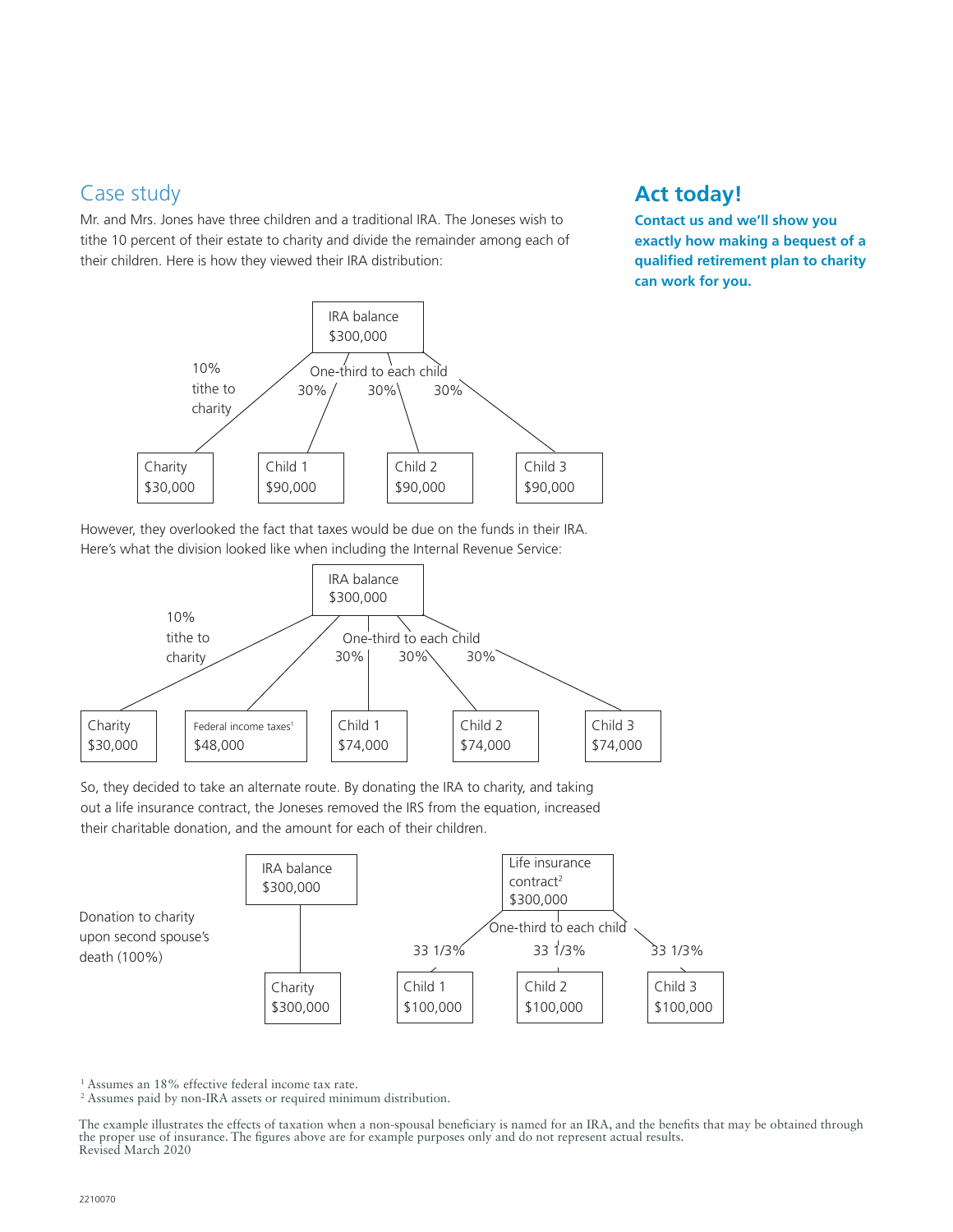## Case study

Mr. and Mrs. Jones have three children and a traditional IRA. The Joneses wish to tithe 10 percent of their estate to charity and divide the remainder among each of their children. Here is how they viewed their IRA distribution:

IRA balance
$300,000

10%
tithe to
charity

One-third to each child
30%
30%
30%

Charity
$30,000

Child 1
$90,000

Child 2
$90,000

Child 3
$90,000

However, they overlooked the fact that taxes would be due on the funds in their IRA. Here's what the division looked like when including the Internal Revenue Service:

IRA balance
$300,000

10%
tithe to
charity

One-third to each child
30%
30%
30%

Charity
$30,000

Federal income taxes[1]
$48,000

Child 1
$74,000

Child 2
$74,000

Child 3
$74,000

So, they decided to take an alternate route. By donating the IRA to charity, and taking out a life insurance contract, the Joneses removed the IRS from the equation, increased their charitable donation, and the amount for each of their children.

IRA balance
$300,000

Donation to charity
upon second spouse's
death (100%)

Charity
$300,000

Life insurance
contract[2]
$300,000

One-third to each child
33 1/3%
33 1/3%
33 1/3%

Child 1
$100,000

Child 2
$100,000

Child 3
$100,000

[1] Assumes an 18% effective federal income tax rate.
[2] Assumes paid by non-IRA assets or required minimum distribution.

The example illustrates the effects of taxation when a non-spousal beneficiary is named for an IRA, and the benefits that may be obtained through the proper use of insurance. The figures above are for example purposes only and do not represent actual results.
Revised March 2020

## Act today!

**Contact us and we'll show you exactly how making a bequest of a qualified retirement plan to charity can work for you.**

2210070